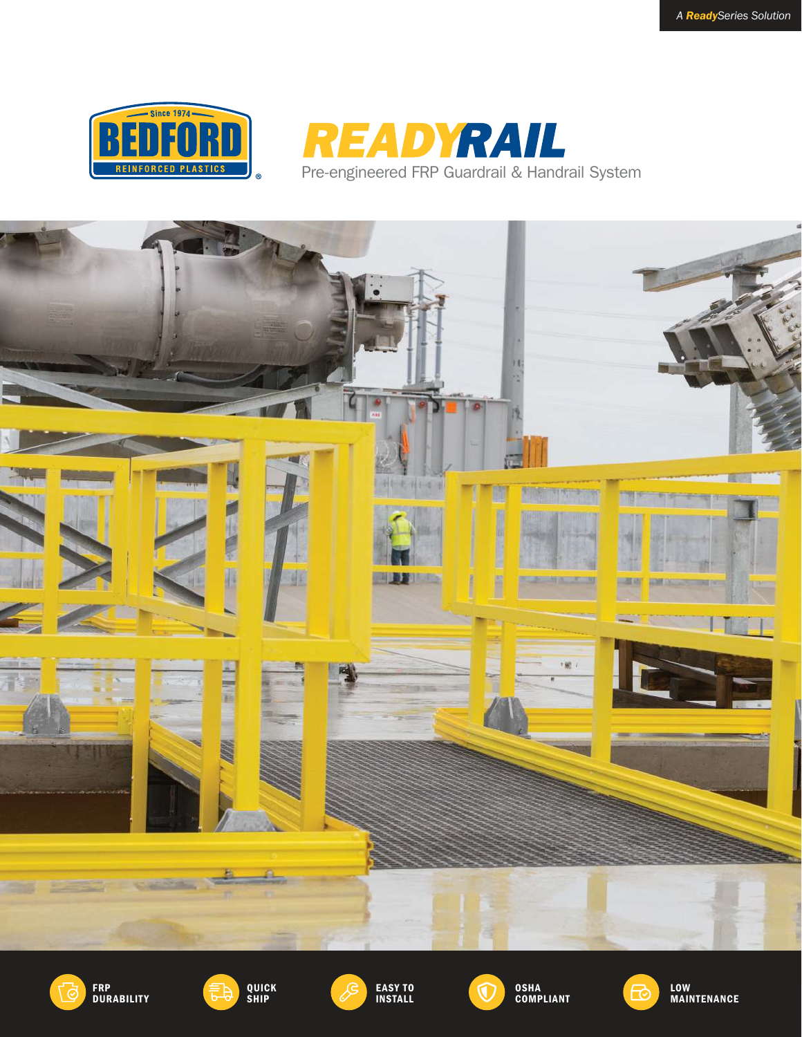A *Ready*Series Solution

BEDFORD — Since 1974 — REINFORCED PLASTICS

# READYRAIL

Pre-engineered FRP Guardrail & Handrail System

**FRP DURABILITY**

**QUICK SHIP**

**EASY TO INSTALL**

**OSHA COMPLIANT**

**LOW MAINTENANCE**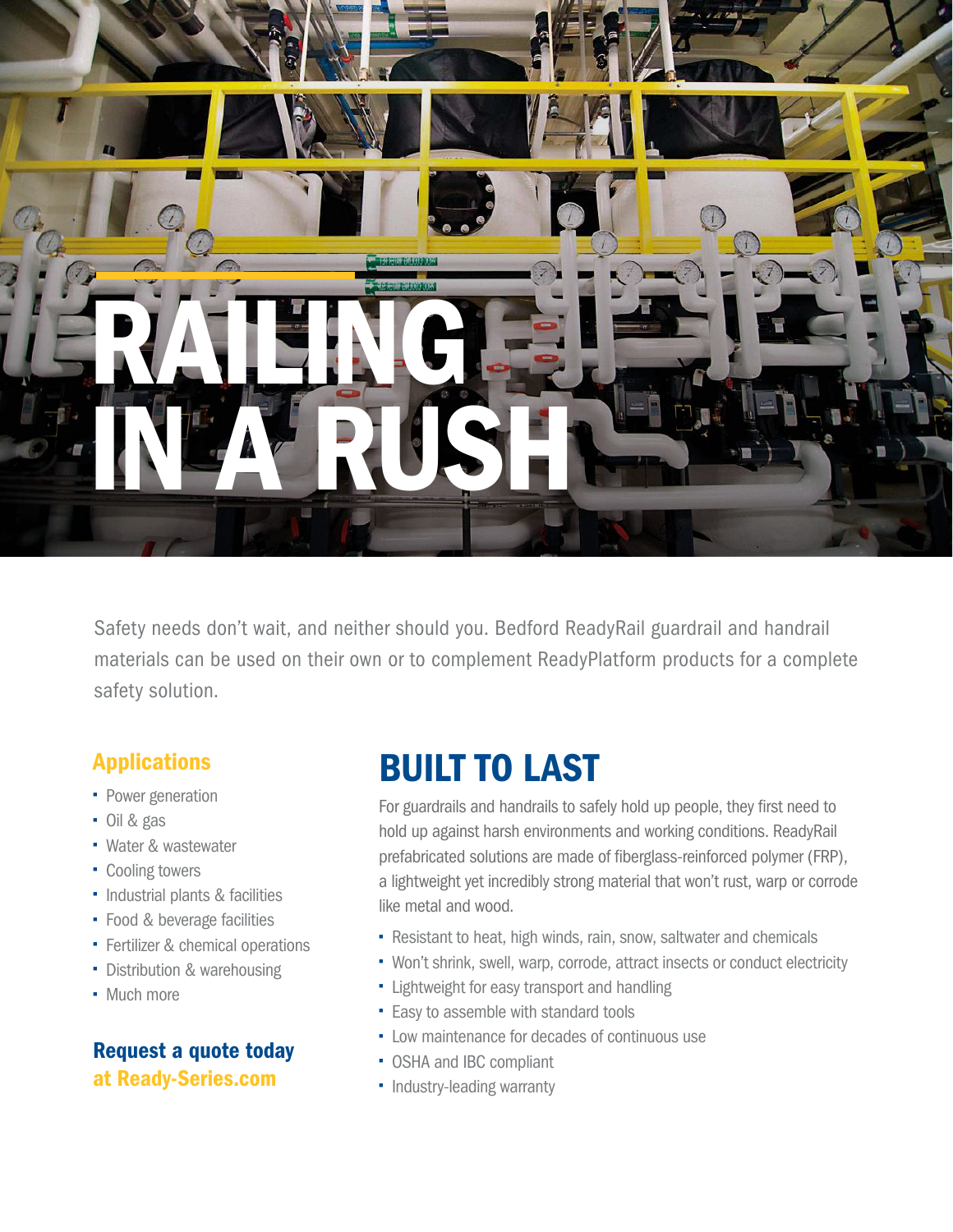# RAILING IN A RUSH

Safety needs don't wait, and neither should you. Bedford ReadyRail guardrail and handrail materials can be used on their own or to complement ReadyPlatform products for a complete safety solution.

### Applications

- Power generation
- Oil & gas
- Water & wastewater
- Cooling towers
- Industrial plants & facilities
- Food & beverage facilities
- Fertilizer & chemical operations
- Distribution & warehousing
- Much more

**Request a quote today at Ready-Series.com**

## BUILT TO LAST

For guardrails and handrails to safely hold up people, they first need to hold up against harsh environments and working conditions. ReadyRail prefabricated solutions are made of fiberglass-reinforced polymer (FRP), a lightweight yet incredibly strong material that won't rust, warp or corrode like metal and wood.

- Resistant to heat, high winds, rain, snow, saltwater and chemicals
- Won't shrink, swell, warp, corrode, attract insects or conduct electricity
- Lightweight for easy transport and handling
- Easy to assemble with standard tools
- Low maintenance for decades of continuous use
- OSHA and IBC compliant
- Industry-leading warranty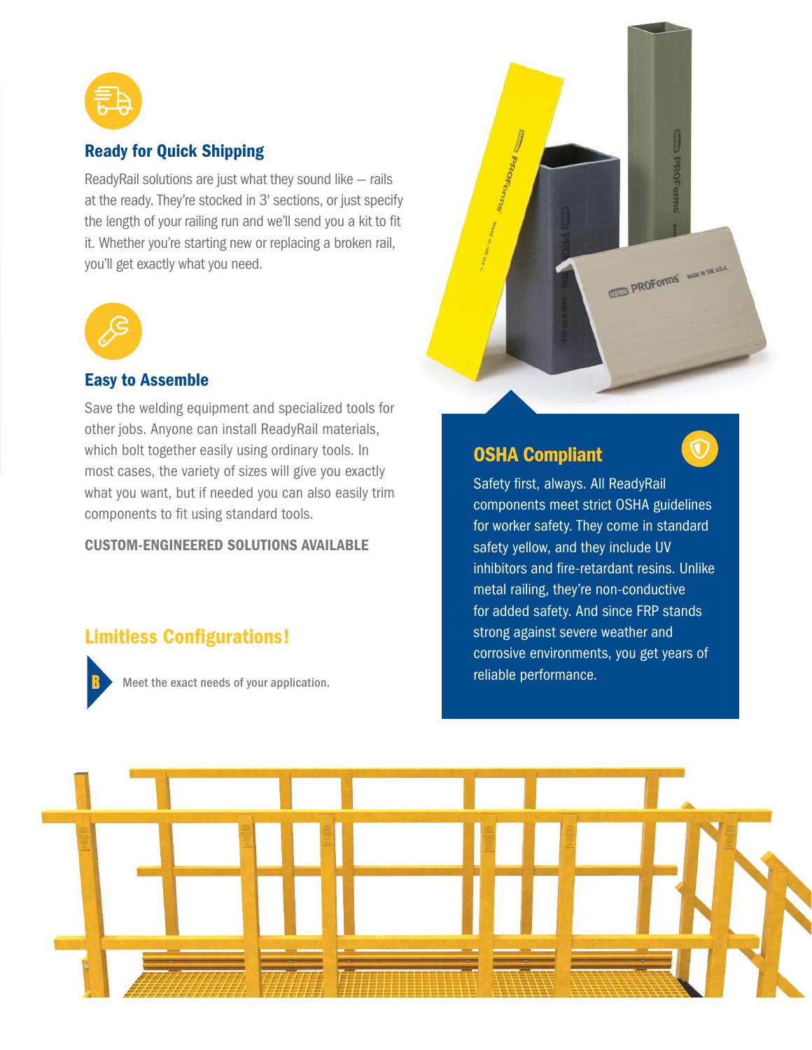## Ready for Quick Shipping

ReadyRail solutions are just what they sound like — rails at the ready. They're stocked in 3' sections, or just specify the length of your railing run and we'll send you a kit to fit it. Whether you're starting new or replacing a broken rail, you'll get exactly what you need.

## Easy to Assemble

Save the welding equipment and specialized tools for other jobs. Anyone can install ReadyRail materials, which bolt together easily using ordinary tools. In most cases, the variety of sizes will give you exactly what you want, but if needed you can also easily trim components to fit using standard tools.

**CUSTOM-ENGINEERED SOLUTIONS AVAILABLE**

## Limitless Configurations!

**B** Meet the exact needs of your application.

## OSHA Compliant

Safety first, always. All ReadyRail components meet strict OSHA guidelines for worker safety. They come in standard safety yellow, and they include UV inhibitors and fire-retardant resins. Unlike metal railing, they're non-conductive for added safety. And since FRP stands strong against severe weather and corrosive environments, you get years of reliable performance.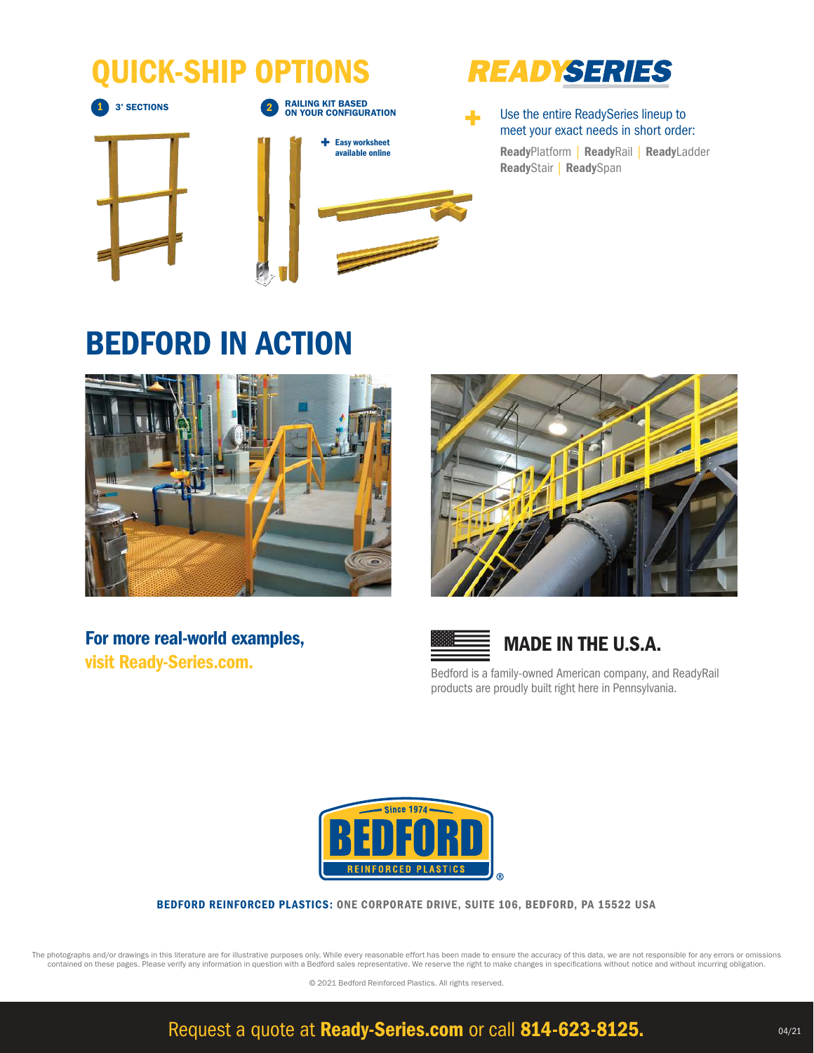# QUICK-SHIP OPTIONS

1. 3' SECTIONS
2. RAILING KIT BASED ON YOUR CONFIGURATION

+ Easy worksheet available online

## READYSERIES

+ Use the entire ReadySeries lineup to meet your exact needs in short order:

**Ready**Platform | **Ready**Rail | **Ready**Ladder
**Ready**Stair | **Ready**Span

# BEDFORD IN ACTION

**For more real-world examples, visit Ready-Series.com.**

## MADE IN THE U.S.A.

Bedford is a family-owned American company, and ReadyRail products are proudly built right here in Pennsylvania.

Since 1974
BEDFORD
REINFORCED PLASTICS

**BEDFORD REINFORCED PLASTICS:** ONE CORPORATE DRIVE, SUITE 106, BEDFORD, PA 15522 USA

The photographs and/or drawings in this literature are for illustrative purposes only. While every reasonable effort has been made to ensure the accuracy of this data, we are not responsible for any errors or omissions contained on these pages. Please verify any information in question with a Bedford sales representative. We reserve the right to make changes in specifications without notice and without incurring obligation.

© 2021 Bedford Reinforced Plastics. All rights reserved.

Request a quote at **Ready-Series.com** or call **814-623-8125.**

04/21